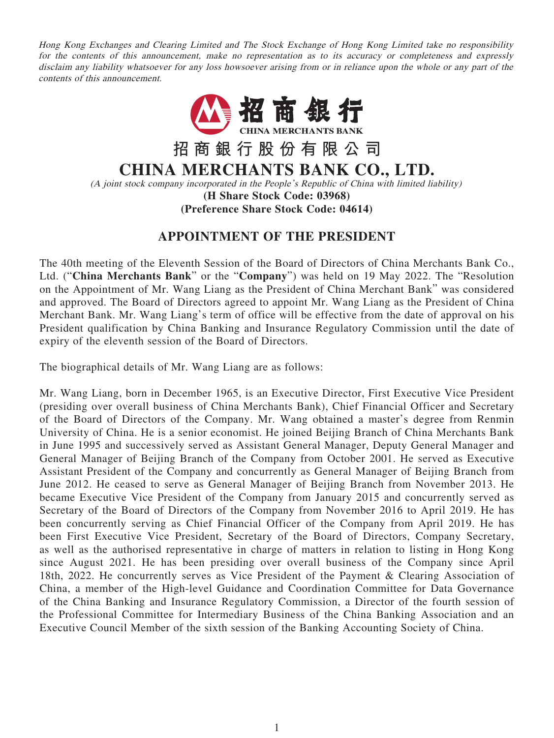*Hong Kong Exchanges and Clearing Limited and The Stock Exchange of Hong Kong Limited take no responsibility for the contents of this announcement, make no representation as to its accuracy or completeness and expressly disclaim any liability whatsoever for any loss howsoever arising from or in reliance upon the whole or any part of the contents of this announcement.*

招商銀行
CHINA MERCHANTS BANK

# 招商銀行股份有限公司
# CHINA MERCHANTS BANK CO., LTD.

*(A joint stock company incorporated in the People's Republic of China with limited liability)*

**(H Share Stock Code: 03968)**
**(Preference Share Stock Code: 04614)**

## APPOINTMENT OF THE PRESIDENT

The 40th meeting of the Eleventh Session of the Board of Directors of China Merchants Bank Co., Ltd. ("**China Merchants Bank**" or the "**Company**") was held on 19 May 2022. The "Resolution on the Appointment of Mr. Wang Liang as the President of China Merchant Bank" was considered and approved. The Board of Directors agreed to appoint Mr. Wang Liang as the President of China Merchant Bank. Mr. Wang Liang's term of office will be effective from the date of approval on his President qualification by China Banking and Insurance Regulatory Commission until the date of expiry of the eleventh session of the Board of Directors.

The biographical details of Mr. Wang Liang are as follows:

Mr. Wang Liang, born in December 1965, is an Executive Director, First Executive Vice President (presiding over overall business of China Merchants Bank), Chief Financial Officer and Secretary of the Board of Directors of the Company. Mr. Wang obtained a master's degree from Renmin University of China. He is a senior economist. He joined Beijing Branch of China Merchants Bank in June 1995 and successively served as Assistant General Manager, Deputy General Manager and General Manager of Beijing Branch of the Company from October 2001. He served as Executive Assistant President of the Company and concurrently as General Manager of Beijing Branch from June 2012. He ceased to serve as General Manager of Beijing Branch from November 2013. He became Executive Vice President of the Company from January 2015 and concurrently served as Secretary of the Board of Directors of the Company from November 2016 to April 2019. He has been concurrently serving as Chief Financial Officer of the Company from April 2019. He has been First Executive Vice President, Secretary of the Board of Directors, Company Secretary, as well as the authorised representative in charge of matters in relation to listing in Hong Kong since August 2021. He has been presiding over overall business of the Company since April 18th, 2022. He concurrently serves as Vice President of the Payment & Clearing Association of China, a member of the High-level Guidance and Coordination Committee for Data Governance of the China Banking and Insurance Regulatory Commission, a Director of the fourth session of the Professional Committee for Intermediary Business of the China Banking Association and an Executive Council Member of the sixth session of the Banking Accounting Society of China.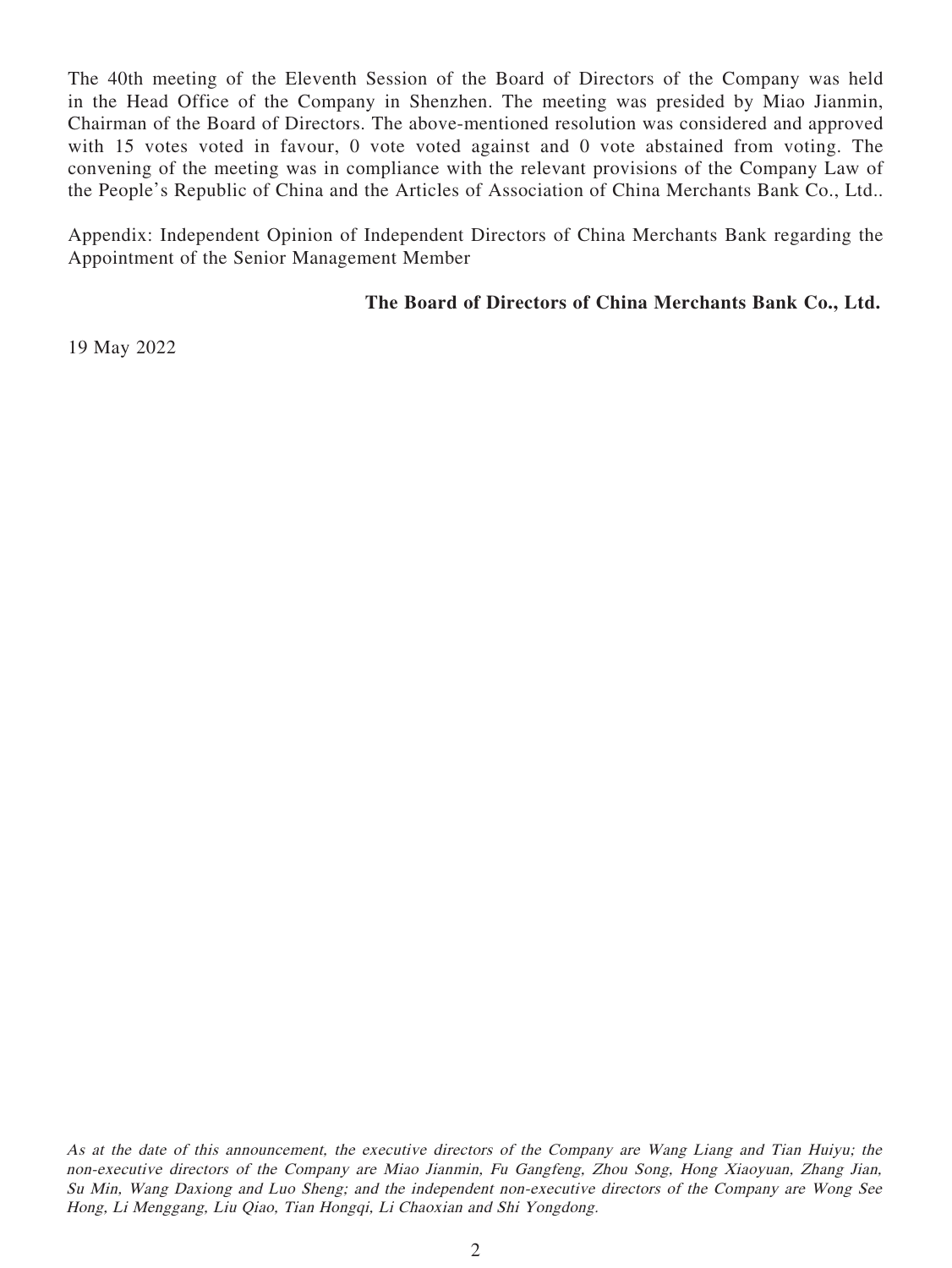The 40th meeting of the Eleventh Session of the Board of Directors of the Company was held in the Head Office of the Company in Shenzhen. The meeting was presided by Miao Jianmin, Chairman of the Board of Directors. The above-mentioned resolution was considered and approved with 15 votes voted in favour, 0 vote voted against and 0 vote abstained from voting. The convening of the meeting was in compliance with the relevant provisions of the Company Law of the People's Republic of China and the Articles of Association of China Merchants Bank Co., Ltd..

Appendix: Independent Opinion of Independent Directors of China Merchants Bank regarding the Appointment of the Senior Management Member

**The Board of Directors of China Merchants Bank Co., Ltd.**

19 May 2022

*As at the date of this announcement, the executive directors of the Company are Wang Liang and Tian Huiyu; the non-executive directors of the Company are Miao Jianmin, Fu Gangfeng, Zhou Song, Hong Xiaoyuan, Zhang Jian, Su Min, Wang Daxiong and Luo Sheng; and the independent non-executive directors of the Company are Wong See Hong, Li Menggang, Liu Qiao, Tian Hongqi, Li Chaoxian and Shi Yongdong.*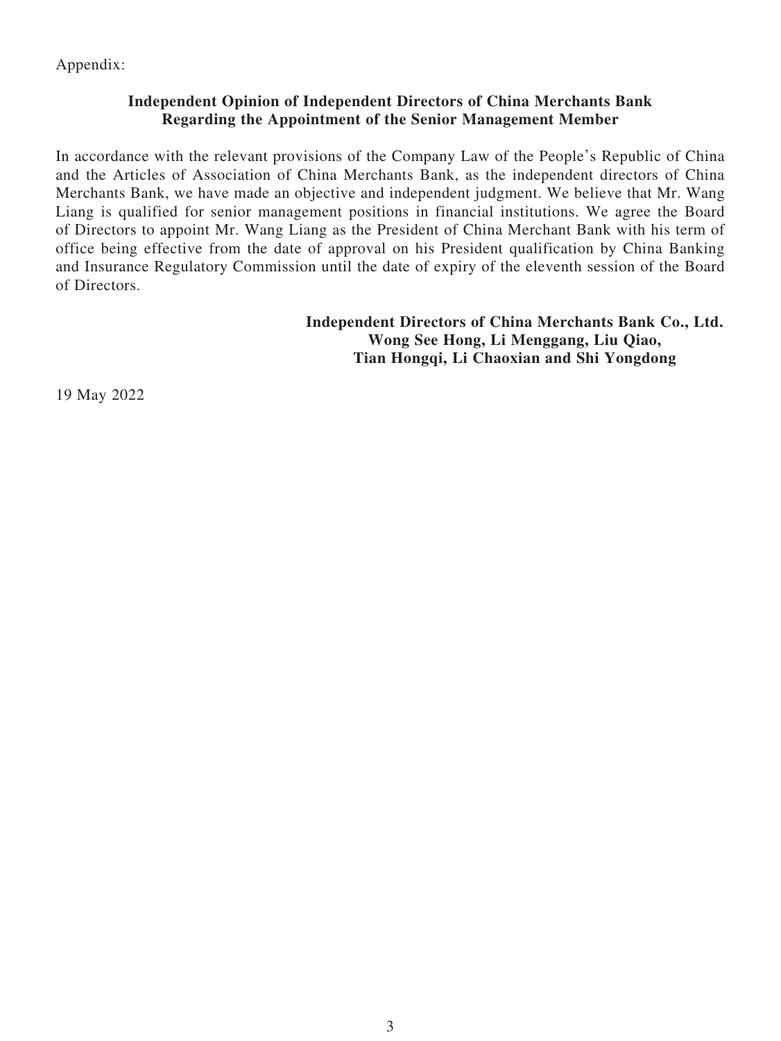Appendix:

**Independent Opinion of Independent Directors of China Merchants Bank Regarding the Appointment of the Senior Management Member**

In accordance with the relevant provisions of the Company Law of the People's Republic of China and the Articles of Association of China Merchants Bank, as the independent directors of China Merchants Bank, we have made an objective and independent judgment. We believe that Mr. Wang Liang is qualified for senior management positions in financial institutions. We agree the Board of Directors to appoint Mr. Wang Liang as the President of China Merchant Bank with his term of office being effective from the date of approval on his President qualification by China Banking and Insurance Regulatory Commission until the date of expiry of the eleventh session of the Board of Directors.

**Independent Directors of China Merchants Bank Co., Ltd.**
**Wong See Hong, Li Menggang, Liu Qiao,**
**Tian Hongqi, Li Chaoxian and Shi Yongdong**

19 May 2022